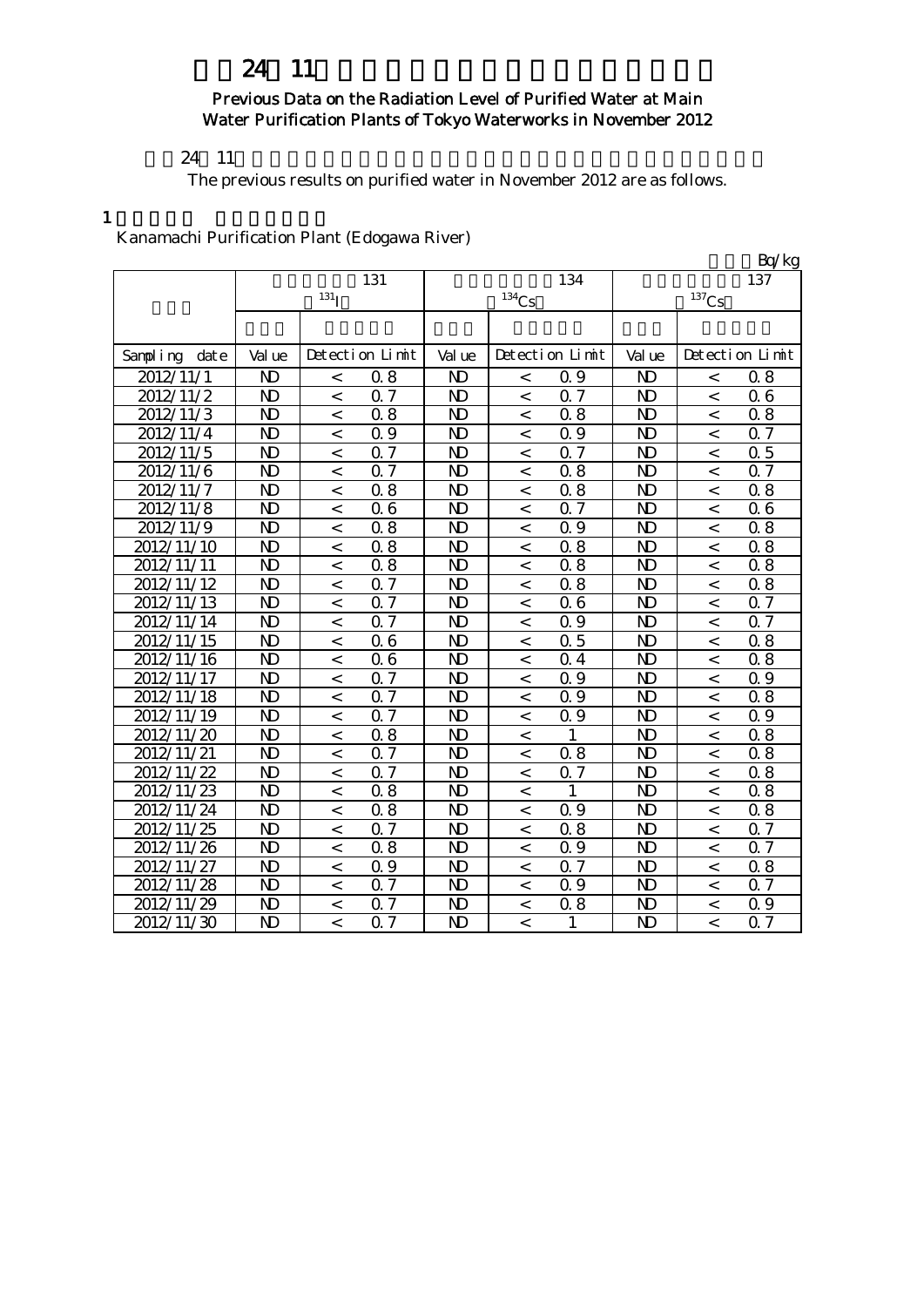# 平成24年11月 主要浄水場の浄水の放射能測定結果

Previous Data on the Radiation Level of Purified Water at Main Water Purification Plants of Tokyo Waterworks in November 2012

平成24年11月の浄水の放射能測定結果は以下のとおりです。

The previous results on purified water in November 2012 are as follows.

1 金町浄水場（江戸川）

Kanamachi Purification Plant (Edogawa River)

単位：Bq/kg

| 採水日 | 放射性ヨウ素131 ($^{131}$I) | | | 放射性セシウム134 ($^{134}$Cs) | | | 放射性セシウム137 ($^{137}$Cs) | | |
|---|---|---|---|---|---|---|---|---|---|
| | 測定値 | 検出限界値 | | 測定値 | 検出限界値 | | 測定値 | 検出限界値 | |
| Sampling date | Value | Detection Limit | | Value | Detection Limit | | Value | Detection Limit | |
| 2012/11/1 | ND | < | 0.8 | ND | < | 0.9 | ND | < | 0.8 |
| 2012/11/2 | ND | < | 0.7 | ND | < | 0.7 | ND | < | 0.6 |
| 2012/11/3 | ND | < | 0.8 | ND | < | 0.8 | ND | < | 0.8 |
| 2012/11/4 | ND | < | 0.9 | ND | < | 0.9 | ND | < | 0.7 |
| 2012/11/5 | ND | < | 0.7 | ND | < | 0.7 | ND | < | 0.5 |
| 2012/11/6 | ND | < | 0.7 | ND | < | 0.8 | ND | < | 0.7 |
| 2012/11/7 | ND | < | 0.8 | ND | < | 0.8 | ND | < | 0.8 |
| 2012/11/8 | ND | < | 0.6 | ND | < | 0.7 | ND | < | 0.6 |
| 2012/11/9 | ND | < | 0.8 | ND | < | 0.9 | ND | < | 0.8 |
| 2012/11/10 | ND | < | 0.8 | ND | < | 0.8 | ND | < | 0.8 |
| 2012/11/11 | ND | < | 0.8 | ND | < | 0.8 | ND | < | 0.8 |
| 2012/11/12 | ND | < | 0.7 | ND | < | 0.8 | ND | < | 0.8 |
| 2012/11/13 | ND | < | 0.7 | ND | < | 0.6 | ND | < | 0.7 |
| 2012/11/14 | ND | < | 0.7 | ND | < | 0.9 | ND | < | 0.7 |
| 2012/11/15 | ND | < | 0.6 | ND | < | 0.5 | ND | < | 0.8 |
| 2012/11/16 | ND | < | 0.6 | ND | < | 0.4 | ND | < | 0.8 |
| 2012/11/17 | ND | < | 0.7 | ND | < | 0.9 | ND | < | 0.9 |
| 2012/11/18 | ND | < | 0.7 | ND | < | 0.9 | ND | < | 0.8 |
| 2012/11/19 | ND | < | 0.7 | ND | < | 0.9 | ND | < | 0.9 |
| 2012/11/20 | ND | < | 0.8 | ND | < | 1 | ND | < | 0.8 |
| 2012/11/21 | ND | < | 0.7 | ND | < | 0.8 | ND | < | 0.8 |
| 2012/11/22 | ND | < | 0.7 | ND | < | 0.7 | ND | < | 0.8 |
| 2012/11/23 | ND | < | 0.8 | ND | < | 1 | ND | < | 0.8 |
| 2012/11/24 | ND | < | 0.8 | ND | < | 0.9 | ND | < | 0.8 |
| 2012/11/25 | ND | < | 0.7 | ND | < | 0.8 | ND | < | 0.7 |
| 2012/11/26 | ND | < | 0.8 | ND | < | 0.9 | ND | < | 0.7 |
| 2012/11/27 | ND | < | 0.9 | ND | < | 0.7 | ND | < | 0.8 |
| 2012/11/28 | ND | < | 0.7 | ND | < | 0.9 | ND | < | 0.7 |
| 2012/11/29 | ND | < | 0.7 | ND | < | 0.8 | ND | < | 0.9 |
| 2012/11/30 | ND | < | 0.7 | ND | < | 1 | ND | < | 0.7 |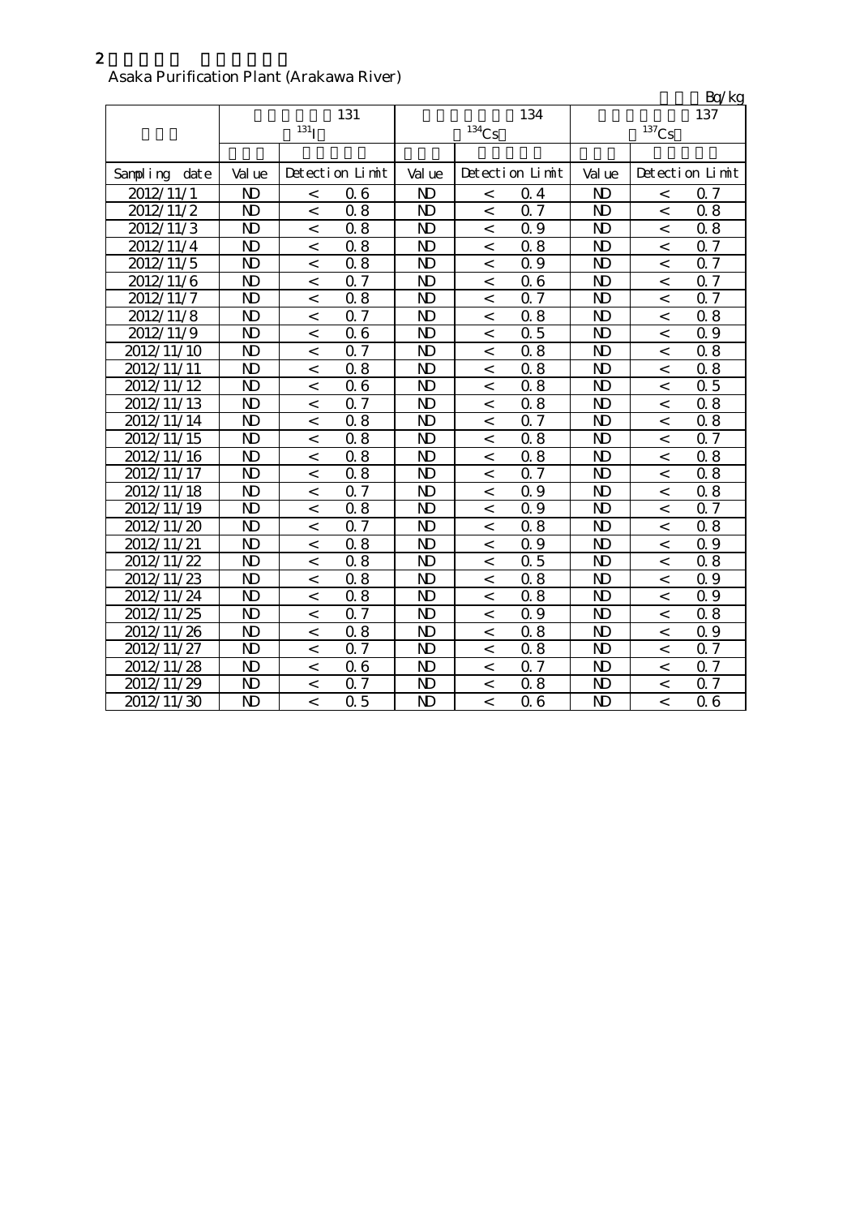2

Asaka Purification Plant (Arakawa River)

Bq/kg

| | 131 $^{131}I$ | | | 134 $^{134}Cs$ | | | 137 $^{137}Cs$ | | |
|---|---|---|---|---|---|---|---|---|---|
| Sampling date | Value | Detection Limit | | Value | Detection Limit | | Value | Detection Limit | |
| 2012/11/1 | ND | < | 0.6 | ND | < | 0.4 | ND | < | 0.7 |
| 2012/11/2 | ND | < | 0.8 | ND | < | 0.7 | ND | < | 0.8 |
| 2012/11/3 | ND | < | 0.8 | ND | < | 0.9 | ND | < | 0.8 |
| 2012/11/4 | ND | < | 0.8 | ND | < | 0.8 | ND | < | 0.7 |
| 2012/11/5 | ND | < | 0.8 | ND | < | 0.9 | ND | < | 0.7 |
| 2012/11/6 | ND | < | 0.7 | ND | < | 0.6 | ND | < | 0.7 |
| 2012/11/7 | ND | < | 0.8 | ND | < | 0.7 | ND | < | 0.7 |
| 2012/11/8 | ND | < | 0.7 | ND | < | 0.8 | ND | < | 0.8 |
| 2012/11/9 | ND | < | 0.6 | ND | < | 0.5 | ND | < | 0.9 |
| 2012/11/10 | ND | < | 0.7 | ND | < | 0.8 | ND | < | 0.8 |
| 2012/11/11 | ND | < | 0.8 | ND | < | 0.8 | ND | < | 0.8 |
| 2012/11/12 | ND | < | 0.6 | ND | < | 0.8 | ND | < | 0.5 |
| 2012/11/13 | ND | < | 0.7 | ND | < | 0.8 | ND | < | 0.8 |
| 2012/11/14 | ND | < | 0.8 | ND | < | 0.7 | ND | < | 0.8 |
| 2012/11/15 | ND | < | 0.8 | ND | < | 0.8 | ND | < | 0.7 |
| 2012/11/16 | ND | < | 0.8 | ND | < | 0.8 | ND | < | 0.8 |
| 2012/11/17 | ND | < | 0.8 | ND | < | 0.7 | ND | < | 0.8 |
| 2012/11/18 | ND | < | 0.7 | ND | < | 0.9 | ND | < | 0.8 |
| 2012/11/19 | ND | < | 0.8 | ND | < | 0.9 | ND | < | 0.7 |
| 2012/11/20 | ND | < | 0.7 | ND | < | 0.8 | ND | < | 0.8 |
| 2012/11/21 | ND | < | 0.8 | ND | < | 0.9 | ND | < | 0.9 |
| 2012/11/22 | ND | < | 0.8 | ND | < | 0.5 | ND | < | 0.8 |
| 2012/11/23 | ND | < | 0.8 | ND | < | 0.8 | ND | < | 0.9 |
| 2012/11/24 | ND | < | 0.8 | ND | < | 0.8 | ND | < | 0.9 |
| 2012/11/25 | ND | < | 0.7 | ND | < | 0.9 | ND | < | 0.8 |
| 2012/11/26 | ND | < | 0.8 | ND | < | 0.8 | ND | < | 0.9 |
| 2012/11/27 | ND | < | 0.7 | ND | < | 0.8 | ND | < | 0.7 |
| 2012/11/28 | ND | < | 0.6 | ND | < | 0.7 | ND | < | 0.7 |
| 2012/11/29 | ND | < | 0.7 | ND | < | 0.8 | ND | < | 0.7 |
| 2012/11/30 | ND | < | 0.5 | ND | < | 0.6 | ND | < | 0.6 |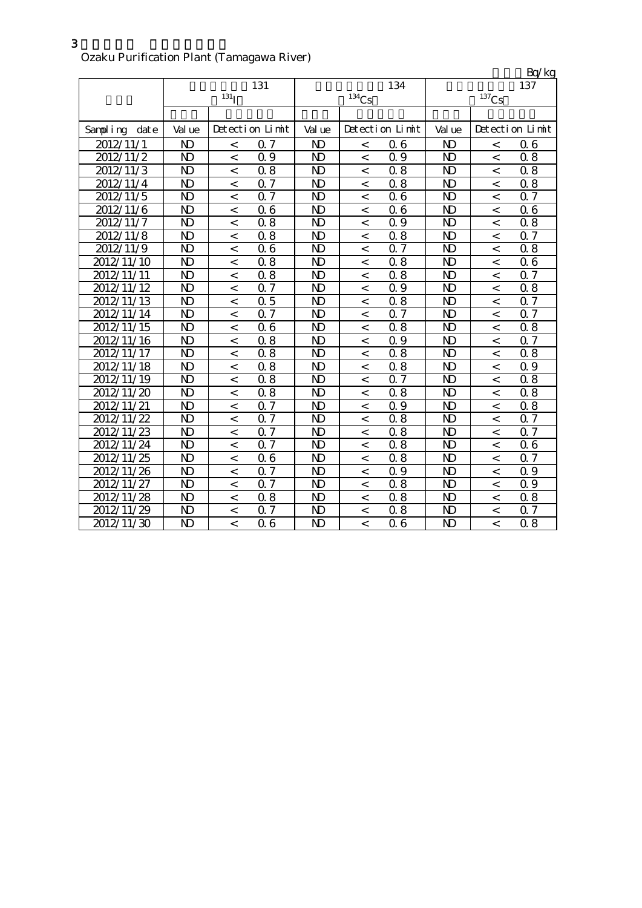3

Ozaku Purification Plant (Tamagawa River)

Bq/kg

| | 131 $^{131}I$ | | | 134 $^{134}Cs$ | | | 137 $^{137}Cs$ | | |
|---|---|---|---|---|---|---|---|---|---|
| Sampling date | Value | Detection Limit | | Value | Detection Limit | | Value | Detection Limit | |
| 2012/11/1 | ND | < | 0.7 | ND | < | 0.6 | ND | < | 0.6 |
| 2012/11/2 | ND | < | 0.9 | ND | < | 0.9 | ND | < | 0.8 |
| 2012/11/3 | ND | < | 0.8 | ND | < | 0.8 | ND | < | 0.8 |
| 2012/11/4 | ND | < | 0.7 | ND | < | 0.8 | ND | < | 0.8 |
| 2012/11/5 | ND | < | 0.7 | ND | < | 0.6 | ND | < | 0.7 |
| 2012/11/6 | ND | < | 0.6 | ND | < | 0.6 | ND | < | 0.6 |
| 2012/11/7 | ND | < | 0.8 | ND | < | 0.9 | ND | < | 0.8 |
| 2012/11/8 | ND | < | 0.8 | ND | < | 0.8 | ND | < | 0.7 |
| 2012/11/9 | ND | < | 0.6 | ND | < | 0.7 | ND | < | 0.8 |
| 2012/11/10 | ND | < | 0.8 | ND | < | 0.8 | ND | < | 0.6 |
| 2012/11/11 | ND | < | 0.8 | ND | < | 0.8 | ND | < | 0.7 |
| 2012/11/12 | ND | < | 0.7 | ND | < | 0.9 | ND | < | 0.8 |
| 2012/11/13 | ND | < | 0.5 | ND | < | 0.8 | ND | < | 0.7 |
| 2012/11/14 | ND | < | 0.7 | ND | < | 0.7 | ND | < | 0.7 |
| 2012/11/15 | ND | < | 0.6 | ND | < | 0.8 | ND | < | 0.8 |
| 2012/11/16 | ND | < | 0.8 | ND | < | 0.9 | ND | < | 0.7 |
| 2012/11/17 | ND | < | 0.8 | ND | < | 0.8 | ND | < | 0.8 |
| 2012/11/18 | ND | < | 0.8 | ND | < | 0.8 | ND | < | 0.9 |
| 2012/11/19 | ND | < | 0.8 | ND | < | 0.7 | ND | < | 0.8 |
| 2012/11/20 | ND | < | 0.8 | ND | < | 0.8 | ND | < | 0.8 |
| 2012/11/21 | ND | < | 0.7 | ND | < | 0.9 | ND | < | 0.8 |
| 2012/11/22 | ND | < | 0.7 | ND | < | 0.8 | ND | < | 0.7 |
| 2012/11/23 | ND | < | 0.7 | ND | < | 0.8 | ND | < | 0.7 |
| 2012/11/24 | ND | < | 0.7 | ND | < | 0.8 | ND | < | 0.6 |
| 2012/11/25 | ND | < | 0.6 | ND | < | 0.8 | ND | < | 0.7 |
| 2012/11/26 | ND | < | 0.7 | ND | < | 0.9 | ND | < | 0.9 |
| 2012/11/27 | ND | < | 0.7 | ND | < | 0.8 | ND | < | 0.9 |
| 2012/11/28 | ND | < | 0.8 | ND | < | 0.8 | ND | < | 0.8 |
| 2012/11/29 | ND | < | 0.7 | ND | < | 0.8 | ND | < | 0.7 |
| 2012/11/30 | ND | < | 0.6 | ND | < | 0.6 | ND | < | 0.8 |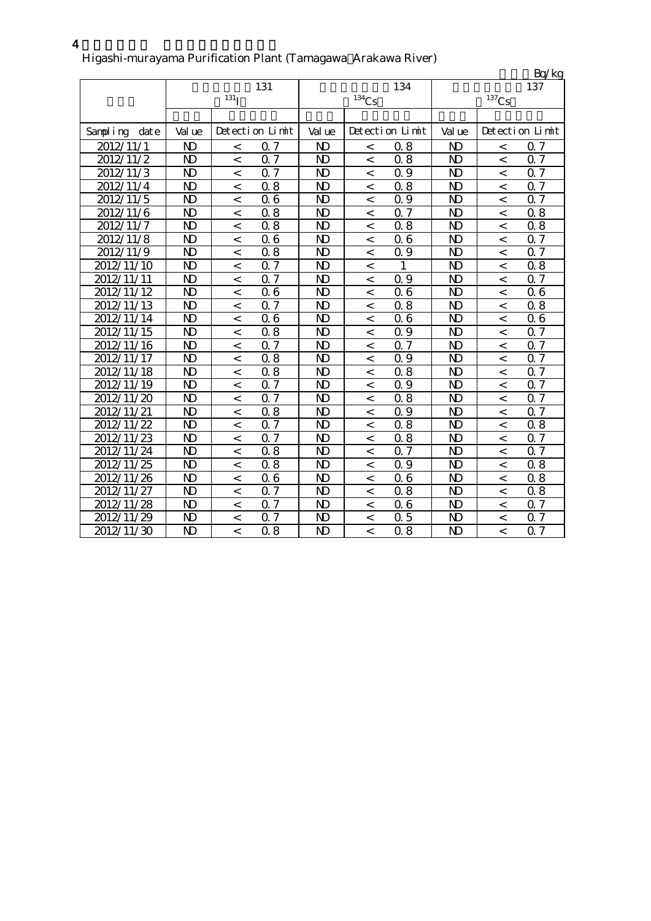4

Higashi-murayama Purification Plant (Tamagawa Arakawa River)

Bq/kg

| | 131 $^{131}$I | | | 134 $^{134}$Cs | | | 137 $^{137}$Cs | | |
|---|---|---|---|---|---|---|---|---|---|
| Sampling date | Value | Detection Limit | | Value | Detection Limit | | Value | Detection Limit | |
| 2012/11/1 | ND | < | 0.7 | ND | < | 0.8 | ND | < | 0.7 |
| 2012/11/2 | ND | < | 0.7 | ND | < | 0.8 | ND | < | 0.7 |
| 2012/11/3 | ND | < | 0.7 | ND | < | 0.9 | ND | < | 0.7 |
| 2012/11/4 | ND | < | 0.8 | ND | < | 0.8 | ND | < | 0.7 |
| 2012/11/5 | ND | < | 0.6 | ND | < | 0.9 | ND | < | 0.7 |
| 2012/11/6 | ND | < | 0.8 | ND | < | 0.7 | ND | < | 0.8 |
| 2012/11/7 | ND | < | 0.8 | ND | < | 0.8 | ND | < | 0.8 |
| 2012/11/8 | ND | < | 0.6 | ND | < | 0.6 | ND | < | 0.7 |
| 2012/11/9 | ND | < | 0.8 | ND | < | 0.9 | ND | < | 0.7 |
| 2012/11/10 | ND | < | 0.7 | ND | < | 1 | ND | < | 0.8 |
| 2012/11/11 | ND | < | 0.7 | ND | < | 0.9 | ND | < | 0.7 |
| 2012/11/12 | ND | < | 0.6 | ND | < | 0.6 | ND | < | 0.6 |
| 2012/11/13 | ND | < | 0.7 | ND | < | 0.8 | ND | < | 0.8 |
| 2012/11/14 | ND | < | 0.6 | ND | < | 0.6 | ND | < | 0.6 |
| 2012/11/15 | ND | < | 0.8 | ND | < | 0.9 | ND | < | 0.7 |
| 2012/11/16 | ND | < | 0.7 | ND | < | 0.7 | ND | < | 0.7 |
| 2012/11/17 | ND | < | 0.8 | ND | < | 0.9 | ND | < | 0.7 |
| 2012/11/18 | ND | < | 0.8 | ND | < | 0.8 | ND | < | 0.7 |
| 2012/11/19 | ND | < | 0.7 | ND | < | 0.9 | ND | < | 0.7 |
| 2012/11/20 | ND | < | 0.7 | ND | < | 0.8 | ND | < | 0.7 |
| 2012/11/21 | ND | < | 0.8 | ND | < | 0.9 | ND | < | 0.7 |
| 2012/11/22 | ND | < | 0.7 | ND | < | 0.8 | ND | < | 0.8 |
| 2012/11/23 | ND | < | 0.7 | ND | < | 0.8 | ND | < | 0.7 |
| 2012/11/24 | ND | < | 0.8 | ND | < | 0.7 | ND | < | 0.7 |
| 2012/11/25 | ND | < | 0.8 | ND | < | 0.9 | ND | < | 0.8 |
| 2012/11/26 | ND | < | 0.6 | ND | < | 0.6 | ND | < | 0.8 |
| 2012/11/27 | ND | < | 0.7 | ND | < | 0.8 | ND | < | 0.8 |
| 2012/11/28 | ND | < | 0.7 | ND | < | 0.6 | ND | < | 0.7 |
| 2012/11/29 | ND | < | 0.7 | ND | < | 0.5 | ND | < | 0.7 |
| 2012/11/30 | ND | < | 0.8 | ND | < | 0.8 | ND | < | 0.7 |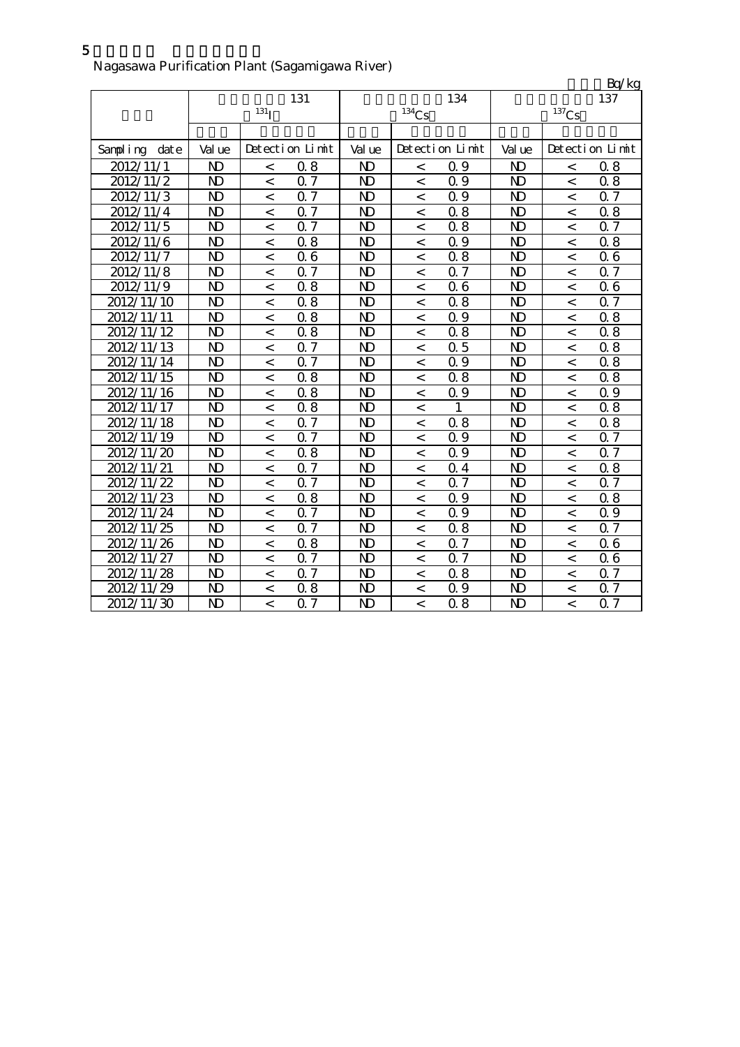5

Nagasawa Purification Plant (Sagamigawa River)

Bq/kg

| | 131 $^{131}$I | | | 134 $^{134}$Cs | | | 137 $^{137}$Cs | | |
|---|---|---|---|---|---|---|---|---|---|
| Sampling date | Value | Detection Limit | | Value | Detection Limit | | Value | Detection Limit | |
| 2012/11/1 | ND | < | 0.8 | ND | < | 0.9 | ND | < | 0.8 |
| 2012/11/2 | ND | < | 0.7 | ND | < | 0.9 | ND | < | 0.8 |
| 2012/11/3 | ND | < | 0.7 | ND | < | 0.9 | ND | < | 0.7 |
| 2012/11/4 | ND | < | 0.7 | ND | < | 0.8 | ND | < | 0.8 |
| 2012/11/5 | ND | < | 0.7 | ND | < | 0.8 | ND | < | 0.7 |
| 2012/11/6 | ND | < | 0.8 | ND | < | 0.9 | ND | < | 0.8 |
| 2012/11/7 | ND | < | 0.6 | ND | < | 0.8 | ND | < | 0.6 |
| 2012/11/8 | ND | < | 0.7 | ND | < | 0.7 | ND | < | 0.7 |
| 2012/11/9 | ND | < | 0.8 | ND | < | 0.6 | ND | < | 0.6 |
| 2012/11/10 | ND | < | 0.8 | ND | < | 0.8 | ND | < | 0.7 |
| 2012/11/11 | ND | < | 0.8 | ND | < | 0.9 | ND | < | 0.8 |
| 2012/11/12 | ND | < | 0.8 | ND | < | 0.8 | ND | < | 0.8 |
| 2012/11/13 | ND | < | 0.7 | ND | < | 0.5 | ND | < | 0.8 |
| 2012/11/14 | ND | < | 0.7 | ND | < | 0.9 | ND | < | 0.8 |
| 2012/11/15 | ND | < | 0.8 | ND | < | 0.8 | ND | < | 0.8 |
| 2012/11/16 | ND | < | 0.8 | ND | < | 0.9 | ND | < | 0.9 |
| 2012/11/17 | ND | < | 0.8 | ND | < | 1 | ND | < | 0.8 |
| 2012/11/18 | ND | < | 0.7 | ND | < | 0.8 | ND | < | 0.8 |
| 2012/11/19 | ND | < | 0.7 | ND | < | 0.9 | ND | < | 0.7 |
| 2012/11/20 | ND | < | 0.8 | ND | < | 0.9 | ND | < | 0.7 |
| 2012/11/21 | ND | < | 0.7 | ND | < | 0.4 | ND | < | 0.8 |
| 2012/11/22 | ND | < | 0.7 | ND | < | 0.7 | ND | < | 0.7 |
| 2012/11/23 | ND | < | 0.8 | ND | < | 0.9 | ND | < | 0.8 |
| 2012/11/24 | ND | < | 0.7 | ND | < | 0.9 | ND | < | 0.9 |
| 2012/11/25 | ND | < | 0.7 | ND | < | 0.8 | ND | < | 0.7 |
| 2012/11/26 | ND | < | 0.8 | ND | < | 0.7 | ND | < | 0.6 |
| 2012/11/27 | ND | < | 0.7 | ND | < | 0.7 | ND | < | 0.6 |
| 2012/11/28 | ND | < | 0.7 | ND | < | 0.8 | ND | < | 0.7 |
| 2012/11/29 | ND | < | 0.8 | ND | < | 0.9 | ND | < | 0.7 |
| 2012/11/30 | ND | < | 0.7 | ND | < | 0.8 | ND | < | 0.7 |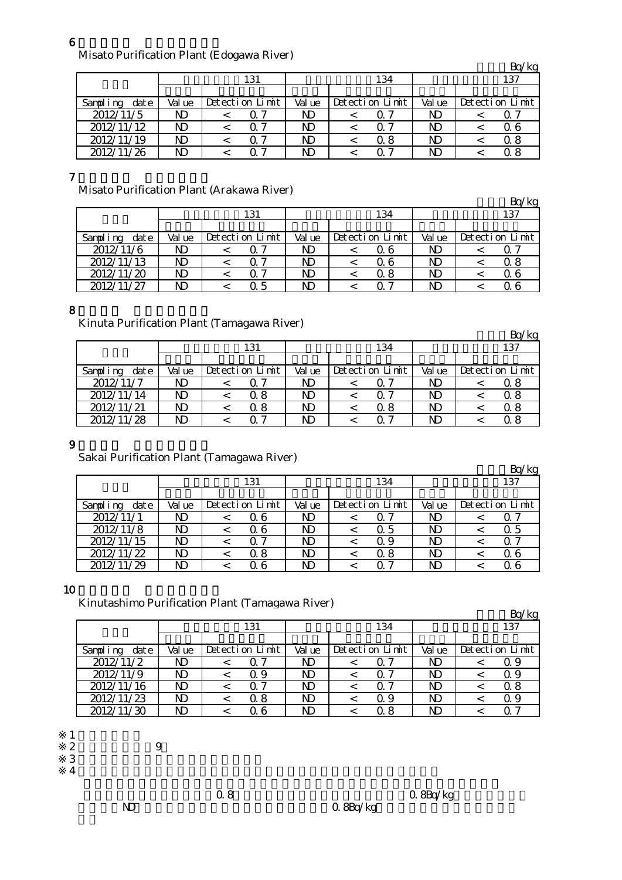6

Misato Purification Plant (Edogawa River)

Bq/kg

| | 131 | | | 134 | | | 137 | | |
|---|---|---|---|---|---|---|---|---|---|
| Sampling date | Value | Detection Limit | | Value | Detection Limit | | Value | Detection Limit | |
| 2012/11/5 | ND | < | 0.7 | ND | < | 0.7 | ND | < | 0.7 |
| 2012/11/12 | ND | < | 0.7 | ND | < | 0.7 | ND | < | 0.6 |
| 2012/11/19 | ND | < | 0.7 | ND | < | 0.8 | ND | < | 0.8 |
| 2012/11/26 | ND | < | 0.7 | ND | < | 0.7 | ND | < | 0.8 |

7

Misato Purification Plant (Arakawa River)

Bq/kg

| | 131 | | | 134 | | | 137 | | |
|---|---|---|---|---|---|---|---|---|---|
| Sampling date | Value | Detection Limit | | Value | Detection Limit | | Value | Detection Limit | |
| 2012/11/6 | ND | < | 0.7 | ND | < | 0.6 | ND | < | 0.7 |
| 2012/11/13 | ND | < | 0.7 | ND | < | 0.6 | ND | < | 0.8 |
| 2012/11/20 | ND | < | 0.7 | ND | < | 0.8 | ND | < | 0.6 |
| 2012/11/27 | ND | < | 0.5 | ND | < | 0.7 | ND | < | 0.6 |

8

Kinuta Purification Plant (Tamagawa River)

Bq/kg

| | 131 | | | 134 | | | 137 | | |
|---|---|---|---|---|---|---|---|---|---|
| Sampling date | Value | Detection Limit | | Value | Detection Limit | | Value | Detection Limit | |
| 2012/11/7 | ND | < | 0.7 | ND | < | 0.7 | ND | < | 0.8 |
| 2012/11/14 | ND | < | 0.8 | ND | < | 0.7 | ND | < | 0.8 |
| 2012/11/21 | ND | < | 0.8 | ND | < | 0.8 | ND | < | 0.8 |
| 2012/11/28 | ND | < | 0.7 | ND | < | 0.7 | ND | < | 0.8 |

9

Sakai Purification Plant (Tamagawa River)

Bq/kg

| | 131 | | | 134 | | | 137 | | |
|---|---|---|---|---|---|---|---|---|---|
| Sampling date | Value | Detection Limit | | Value | Detection Limit | | Value | Detection Limit | |
| 2012/11/1 | ND | < | 0.6 | ND | < | 0.7 | ND | < | 0.7 |
| 2012/11/8 | ND | < | 0.6 | ND | < | 0.5 | ND | < | 0.5 |
| 2012/11/15 | ND | < | 0.7 | ND | < | 0.9 | ND | < | 0.7 |
| 2012/11/22 | ND | < | 0.8 | ND | < | 0.8 | ND | < | 0.6 |
| 2012/11/29 | ND | < | 0.6 | ND | < | 0.7 | ND | < | 0.6 |

10

Kinutashimo Purification Plant (Tamagawa River)

Bq/kg

| | 131 | | | 134 | | | 137 | | |
|---|---|---|---|---|---|---|---|---|---|
| Sampling date | Value | Detection Limit | | Value | Detection Limit | | Value | Detection Limit | |
| 2012/11/2 | ND | < | 0.7 | ND | < | 0.7 | ND | < | 0.9 |
| 2012/11/9 | ND | < | 0.9 | ND | < | 0.7 | ND | < | 0.9 |
| 2012/11/16 | ND | < | 0.7 | ND | < | 0.7 | ND | < | 0.8 |
| 2012/11/23 | ND | < | 0.8 | ND | < | 0.9 | ND | < | 0.9 |
| 2012/11/30 | ND | < | 0.6 | ND | < | 0.8 | ND | < | 0.7 |

※1

※2 9

※3

※4

0.8 0.8Bq/kg

ND 0.8Bq/kg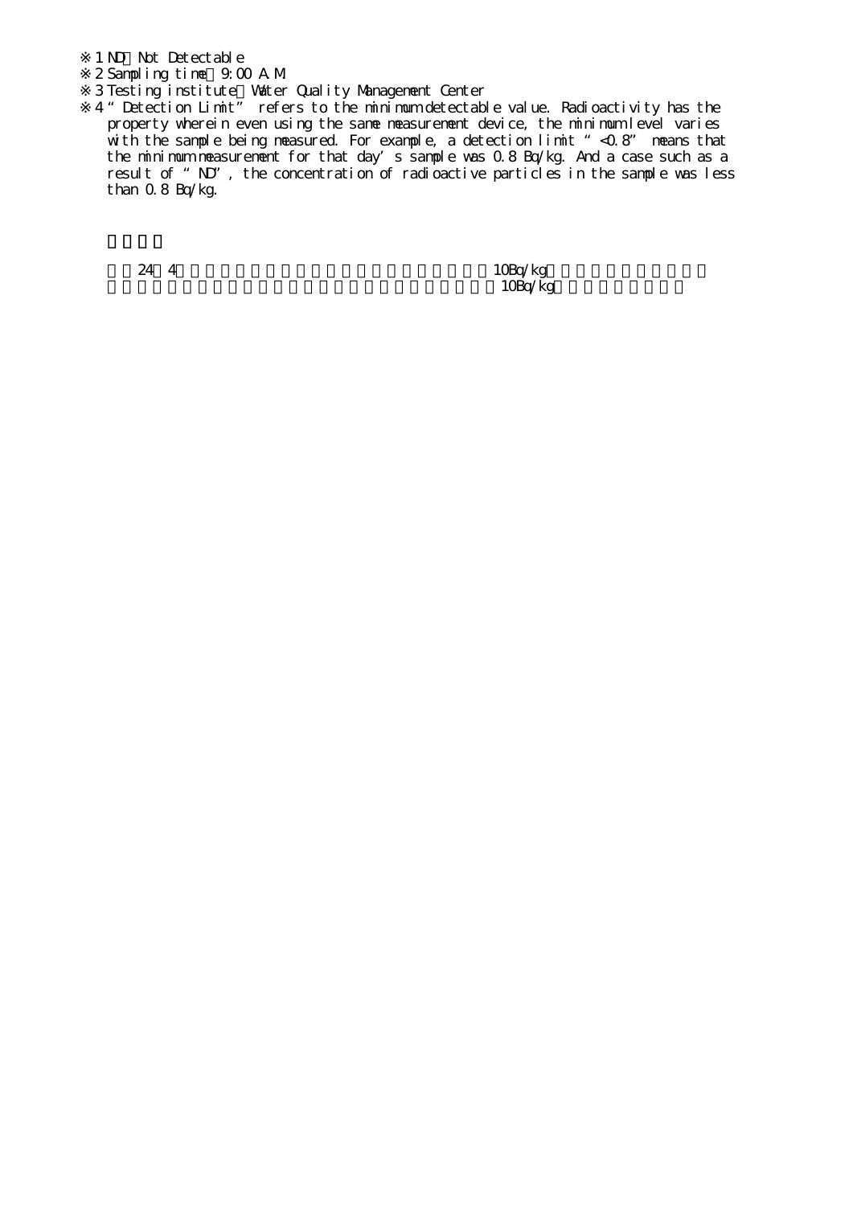※1 ND：Not Detectable

※2 Sampling time：9:00 A.M.

※3 Testing institute：Water Quality Management Center

※4 "Detection Limit" refers to the minimum detectable value. Radioactivity has the property wherein even using the same measurement device, the minimum level varies with the sample being measured. For example, a detection limit "<0.8" means that the minimum measurement for that day's sample was 0.8 Bq/kg. And a case such as a result of "ND", the concentration of radioactive particles in the sample was less than 0.8 Bq/kg.

24 4 10Bq/kg

10Bq/kg